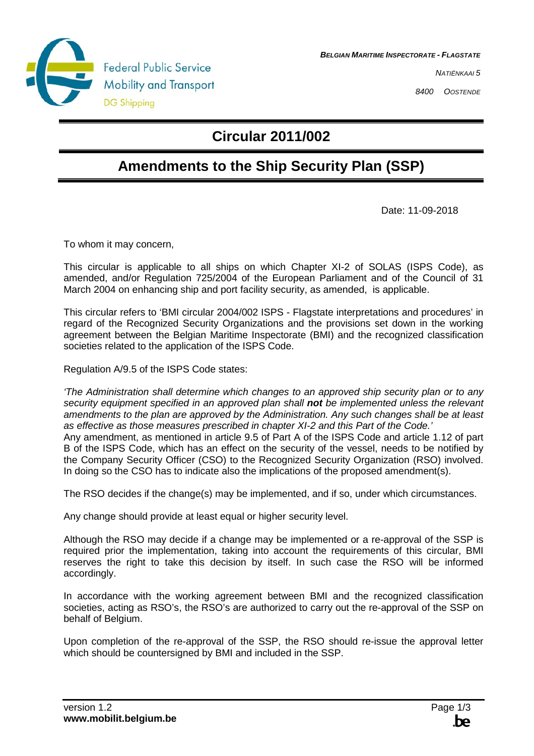Federal Public Service
Mobility and Transport
DG Shipping

***BELGIAN MARITIME INSPECTORATE - FLAGSTATE***

*NATIËNKAAI 5*

*8400 OOSTENDE*

# Circular 2011/002

# Amendments to the Ship Security Plan (SSP)

Date: 11-09-2018

To whom it may concern,

This circular is applicable to all ships on which Chapter XI-2 of SOLAS (ISPS Code), as amended, and/or Regulation 725/2004 of the European Parliament and of the Council of 31 March 2004 on enhancing ship and port facility security, as amended, is applicable.

This circular refers to 'BMI circular 2004/002 ISPS - Flagstate interpretations and procedures' in regard of the Recognized Security Organizations and the provisions set down in the working agreement between the Belgian Maritime Inspectorate (BMI) and the recognized classification societies related to the application of the ISPS Code.

Regulation A/9.5 of the ISPS Code states:

*'The Administration shall determine which changes to an approved ship security plan or to any security equipment specified in an approved plan shall* ***not*** *be implemented unless the relevant amendments to the plan are approved by the Administration. Any such changes shall be at least as effective as those measures prescribed in chapter XI-2 and this Part of the Code.'*
Any amendment, as mentioned in article 9.5 of Part A of the ISPS Code and article 1.12 of part B of the ISPS Code, which has an effect on the security of the vessel, needs to be notified by the Company Security Officer (CSO) to the Recognized Security Organization (RSO) involved. In doing so the CSO has to indicate also the implications of the proposed amendment(s).

The RSO decides if the change(s) may be implemented, and if so, under which circumstances.

Any change should provide at least equal or higher security level.

Although the RSO may decide if a change may be implemented or a re-approval of the SSP is required prior the implementation, taking into account the requirements of this circular, BMI reserves the right to take this decision by itself. In such case the RSO will be informed accordingly.

In accordance with the working agreement between BMI and the recognized classification societies, acting as RSO's, the RSO's are authorized to carry out the re-approval of the SSP on behalf of Belgium.

Upon completion of the re-approval of the SSP, the RSO should re-issue the approval letter which should be countersigned by BMI and included in the SSP.

version 1.2
**www.mobilit.belgium.be**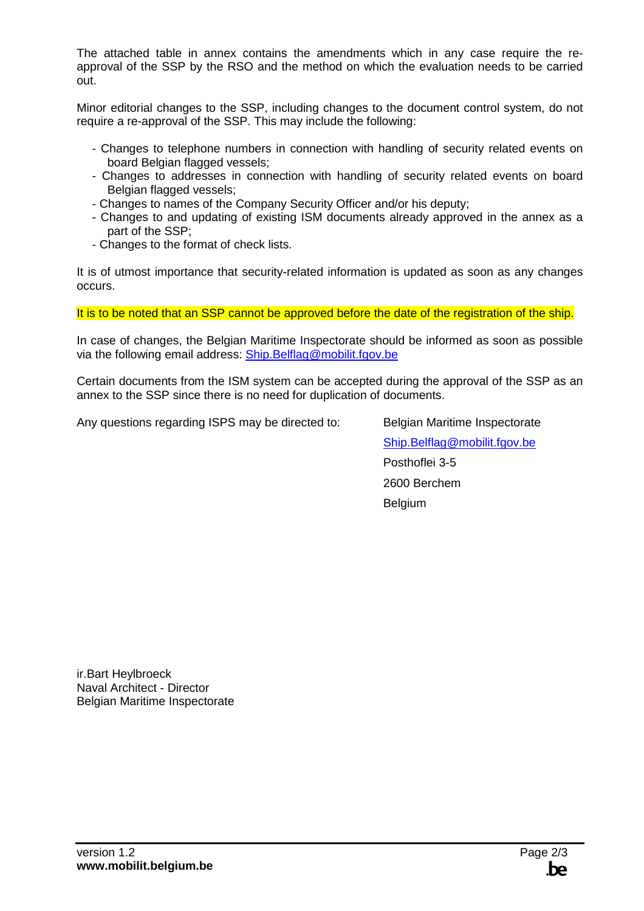The attached table in annex contains the amendments which in any case require the re-approval of the SSP by the RSO and the method on which the evaluation needs to be carried out.

Minor editorial changes to the SSP, including changes to the document control system, do not require a re-approval of the SSP. This may include the following:

- Changes to telephone numbers in connection with handling of security related events on board Belgian flagged vessels;
- Changes to addresses in connection with handling of security related events on board Belgian flagged vessels;
- Changes to names of the Company Security Officer and/or his deputy;
- Changes to and updating of existing ISM documents already approved in the annex as a part of the SSP;
- Changes to the format of check lists.

It is of utmost importance that security-related information is updated as soon as any changes occurs.

It is to be noted that an SSP cannot be approved before the date of the registration of the ship.

In case of changes, the Belgian Maritime Inspectorate should be informed as soon as possible via the following email address: Ship.Belflag@mobilit.fgov.be

Certain documents from the ISM system can be accepted during the approval of the SSP as an annex to the SSP since there is no need for duplication of documents.

Any questions regarding ISPS may be directed to:

Belgian Maritime Inspectorate
Ship.Belflag@mobilit.fgov.be
Posthoflei 3-5
2600 Berchem
Belgium

ir.Bart Heylbroeck
Naval Architect - Director
Belgian Maritime Inspectorate

version 1.2
**www.mobilit.belgium.be**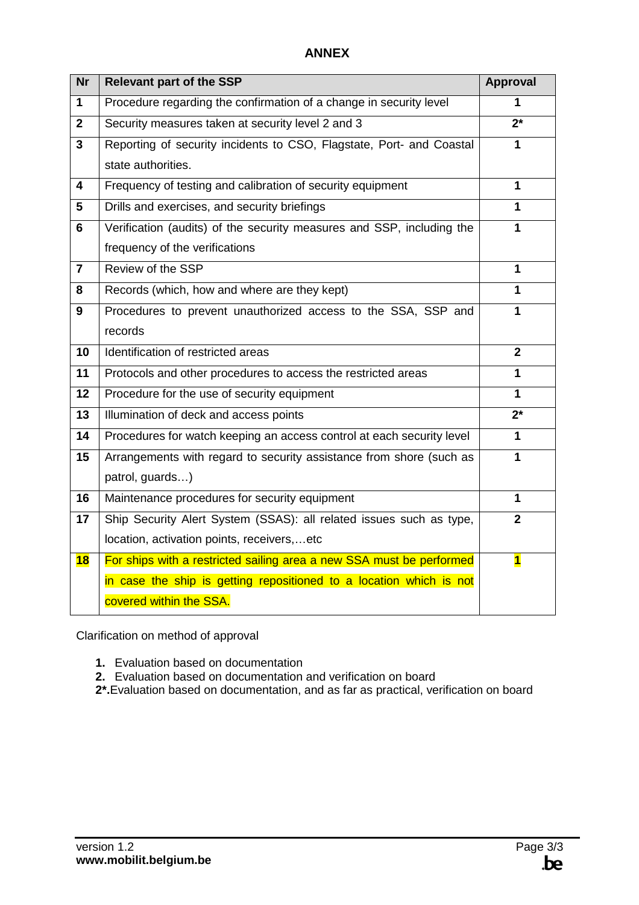# ANNEX

| Nr | Relevant part of the SSP | Approval |
|---|---|---|
| 1 | Procedure regarding the confirmation of a change in security level | 1 |
| 2 | Security measures taken at security level 2 and 3 | 2* |
| 3 | Reporting of security incidents to CSO, Flagstate, Port- and Coastal state authorities. | 1 |
| 4 | Frequency of testing and calibration of security equipment | 1 |
| 5 | Drills and exercises, and security briefings | 1 |
| 6 | Verification (audits) of the security measures and SSP, including the frequency of the verifications | 1 |
| 7 | Review of the SSP | 1 |
| 8 | Records (which, how and where are they kept) | 1 |
| 9 | Procedures to prevent unauthorized access to the SSA, SSP and records | 1 |
| 10 | Identification of restricted areas | 2 |
| 11 | Protocols and other procedures to access the restricted areas | 1 |
| 12 | Procedure for the use of security equipment | 1 |
| 13 | Illumination of deck and access points | 2* |
| 14 | Procedures for watch keeping an access control at each security level | 1 |
| 15 | Arrangements with regard to security assistance from shore (such as patrol, guards…) | 1 |
| 16 | Maintenance procedures for security equipment | 1 |
| 17 | Ship Security Alert System (SSAS): all related issues such as type, location, activation points, receivers,…etc | 2 |
| 18 | For ships with a restricted sailing area a new SSA must be performed in case the ship is getting repositioned to a location which is not covered within the SSA. | 1 |

Clarification on method of approval

1. Evaluation based on documentation
2. Evaluation based on documentation and verification on board

**2*.** Evaluation based on documentation, and as far as practical, verification on board